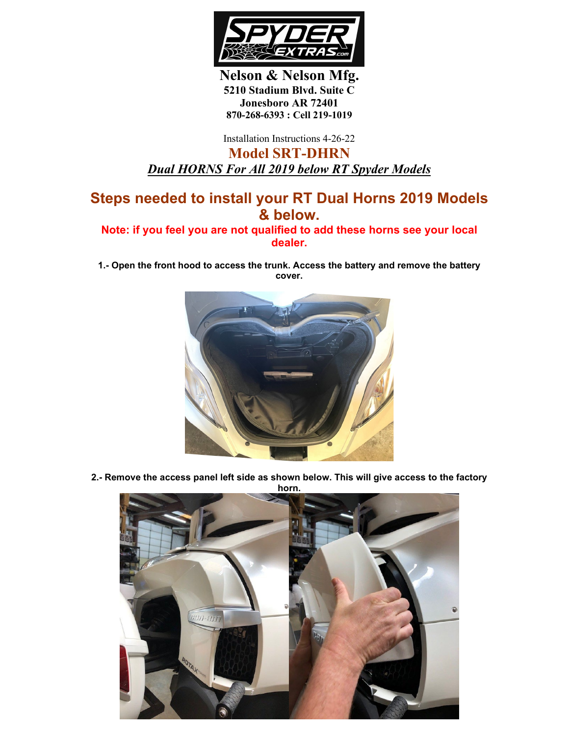**Nelson & Nelson Mfg.**
**5210 Stadium Blvd. Suite C**
**Jonesboro AR 72401**
**870-268-6393 : Cell 219-1019**

Installation Instructions 4-26-22

# Model SRT-DHRN

***Dual HORNS For All 2019 below RT Spyder Models***

## Steps needed to install your RT Dual Horns 2019 Models & below.

**Note: if you feel you are not qualified to add these horns see your local dealer.**

**1.- Open the front hood to access the trunk. Access the battery and remove the battery cover.**

**2.- Remove the access panel left side as shown below. This will give access to the factory horn.**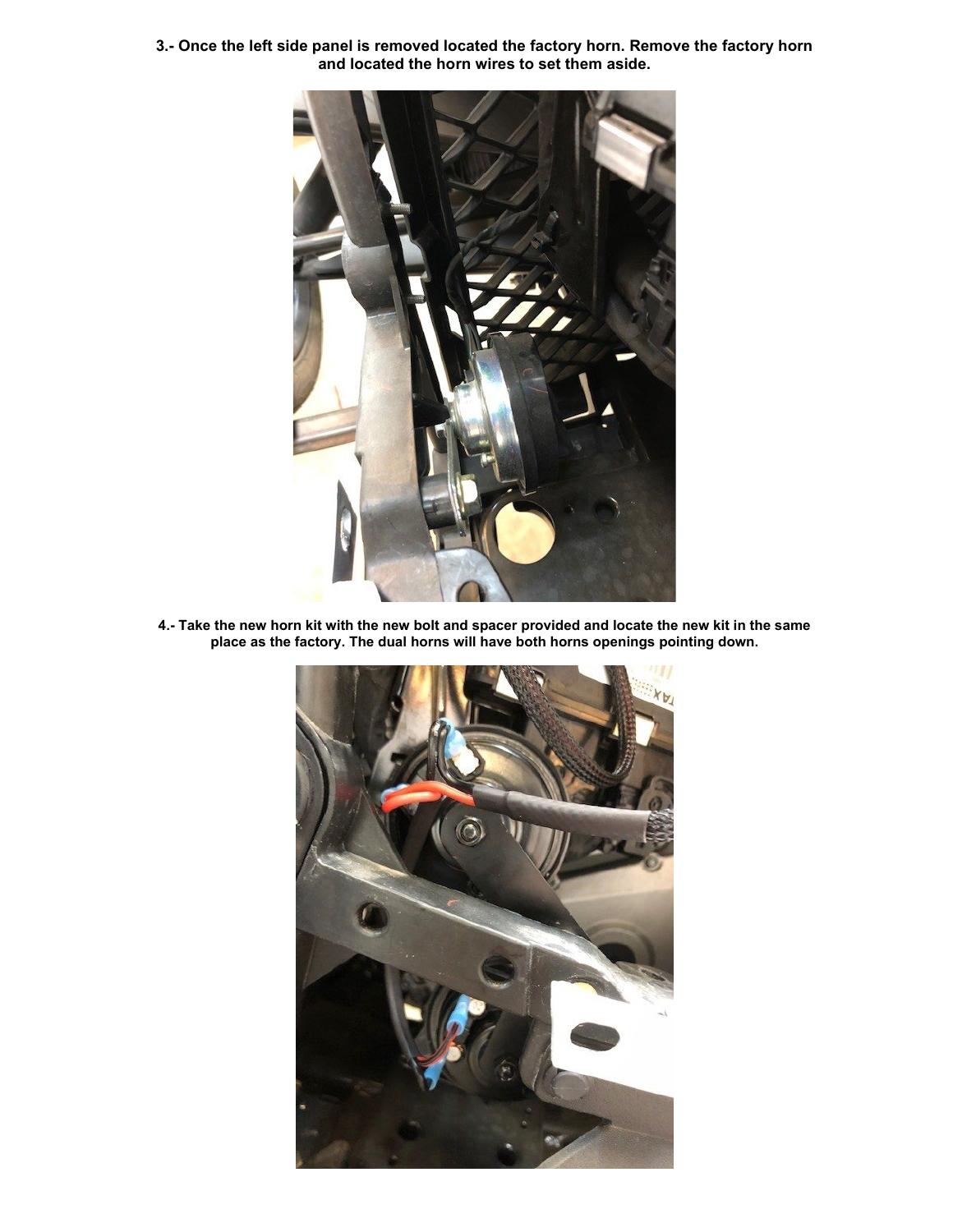**3.- Once the left side panel is removed located the factory horn. Remove the factory horn and located the horn wires to set them aside.**

**4.- Take the new horn kit with the new bolt and spacer provided and locate the new kit in the same place as the factory. The dual horns will have both horns openings pointing down.**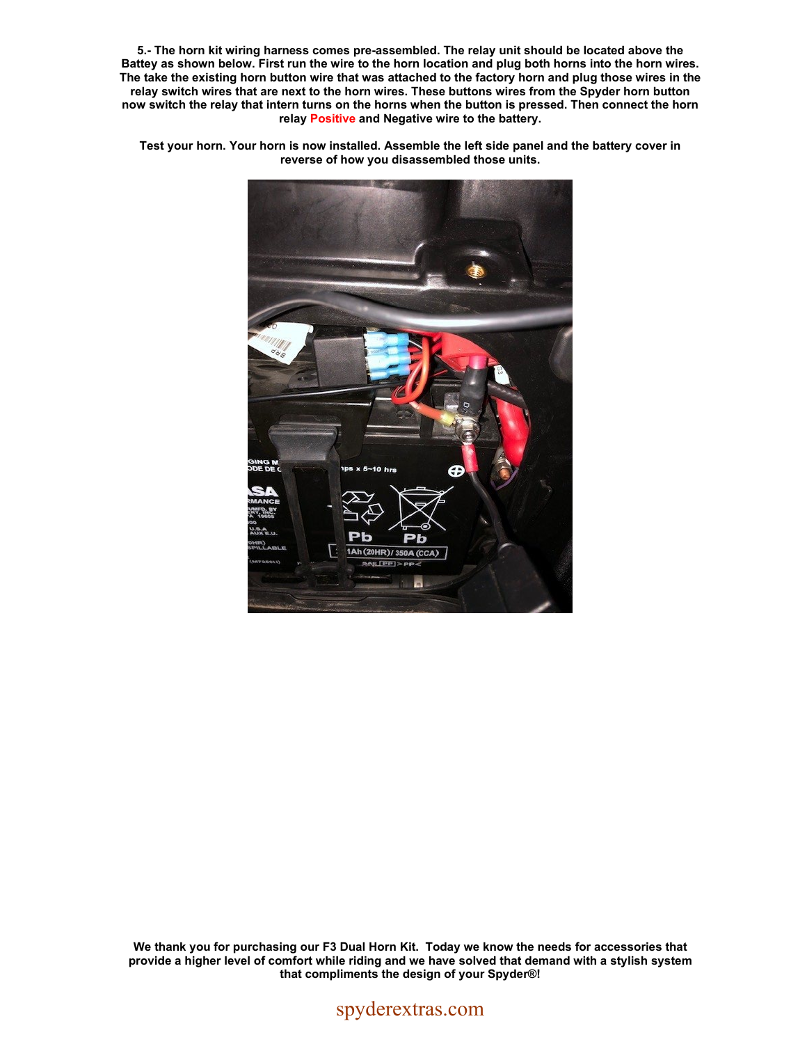**5.- The horn kit wiring harness comes pre-assembled. The relay unit should be located above the Battey as shown below. First run the wire to the horn location and plug both horns into the horn wires. The take the existing horn button wire that was attached to the factory horn and plug those wires in the relay switch wires that are next to the horn wires. These buttons wires from the Spyder horn button now switch the relay that intern turns on the horns when the button is pressed. Then connect the horn relay Positive and Negative wire to the battery.**

**Test your horn. Your horn is now installed. Assemble the left side panel and the battery cover in reverse of how you disassembled those units.**

**We thank you for purchasing our F3 Dual Horn Kit. Today we know the needs for accessories that provide a higher level of comfort while riding and we have solved that demand with a stylish system that compliments the design of your Spyder®!**

spyderextras.com